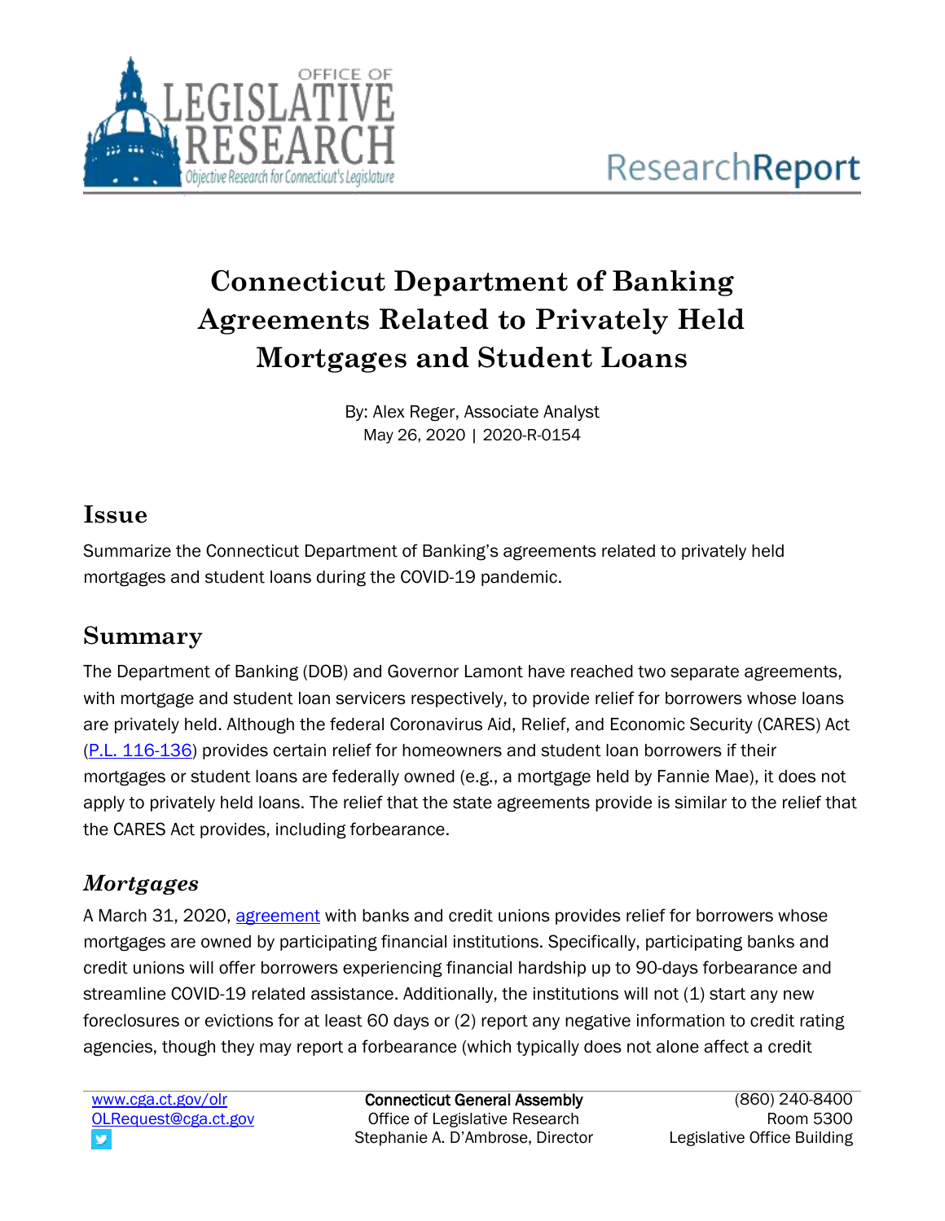# Connecticut Department of Banking Agreements Related to Privately Held Mortgages and Student Loans

By: Alex Reger, Associate Analyst
May 26, 2020 | 2020-R-0154

## Issue

Summarize the Connecticut Department of Banking's agreements related to privately held mortgages and student loans during the COVID-19 pandemic.

## Summary

The Department of Banking (DOB) and Governor Lamont have reached two separate agreements, with mortgage and student loan servicers respectively, to provide relief for borrowers whose loans are privately held. Although the federal Coronavirus Aid, Relief, and Economic Security (CARES) Act (P.L. 116-136) provides certain relief for homeowners and student loan borrowers if their mortgages or student loans are federally owned (e.g., a mortgage held by Fannie Mae), it does not apply to privately held loans. The relief that the state agreements provide is similar to the relief that the CARES Act provides, including forbearance.

### *Mortgages*

A March 31, 2020, agreement with banks and credit unions provides relief for borrowers whose mortgages are owned by participating financial institutions. Specifically, participating banks and credit unions will offer borrowers experiencing financial hardship up to 90-days forbearance and streamline COVID-19 related assistance. Additionally, the institutions will not (1) start any new foreclosures or evictions for at least 60 days or (2) report any negative information to credit rating agencies, though they may report a forbearance (which typically does not alone affect a credit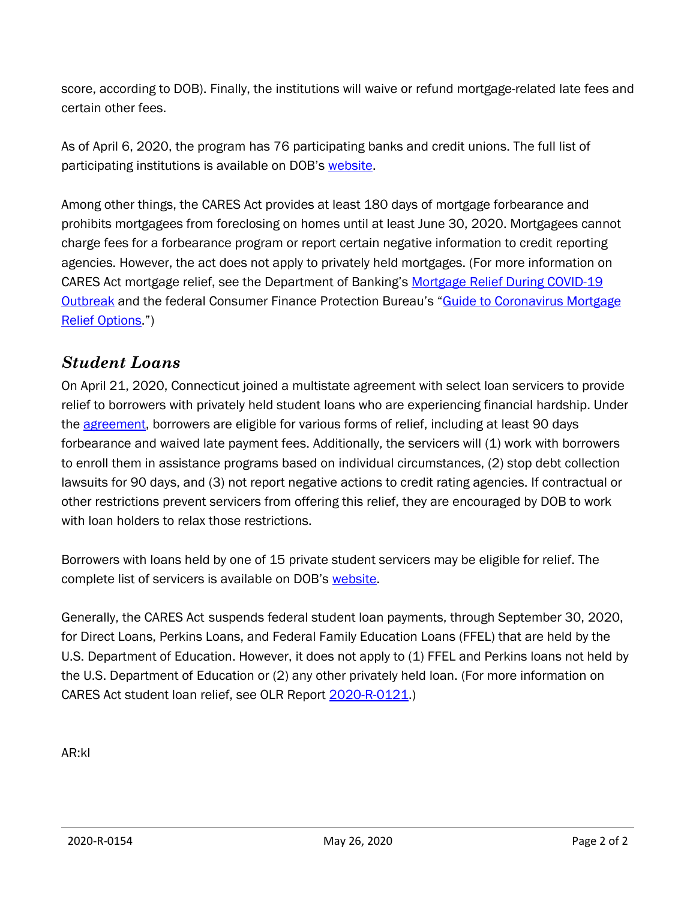score, according to DOB). Finally, the institutions will waive or refund mortgage-related late fees and certain other fees.

As of April 6, 2020, the program has 76 participating banks and credit unions. The full list of participating institutions is available on DOB's website.

Among other things, the CARES Act provides at least 180 days of mortgage forbearance and prohibits mortgagees from foreclosing on homes until at least June 30, 2020. Mortgagees cannot charge fees for a forbearance program or report certain negative information to credit reporting agencies. However, the act does not apply to privately held mortgages. (For more information on CARES Act mortgage relief, see the Department of Banking's Mortgage Relief During COVID-19 Outbreak and the federal Consumer Finance Protection Bureau's "Guide to Coronavirus Mortgage Relief Options.")

## *Student Loans*

On April 21, 2020, Connecticut joined a multistate agreement with select loan servicers to provide relief to borrowers with privately held student loans who are experiencing financial hardship. Under the agreement, borrowers are eligible for various forms of relief, including at least 90 days forbearance and waived late payment fees. Additionally, the servicers will (1) work with borrowers to enroll them in assistance programs based on individual circumstances, (2) stop debt collection lawsuits for 90 days, and (3) not report negative actions to credit rating agencies. If contractual or other restrictions prevent servicers from offering this relief, they are encouraged by DOB to work with loan holders to relax those restrictions.

Borrowers with loans held by one of 15 private student servicers may be eligible for relief. The complete list of servicers is available on DOB's website.

Generally, the CARES Act suspends federal student loan payments, through September 30, 2020, for Direct Loans, Perkins Loans, and Federal Family Education Loans (FFEL) that are held by the U.S. Department of Education. However, it does not apply to (1) FFEL and Perkins loans not held by the U.S. Department of Education or (2) any other privately held loan. (For more information on CARES Act student loan relief, see OLR Report 2020-R-0121.)

AR:kl